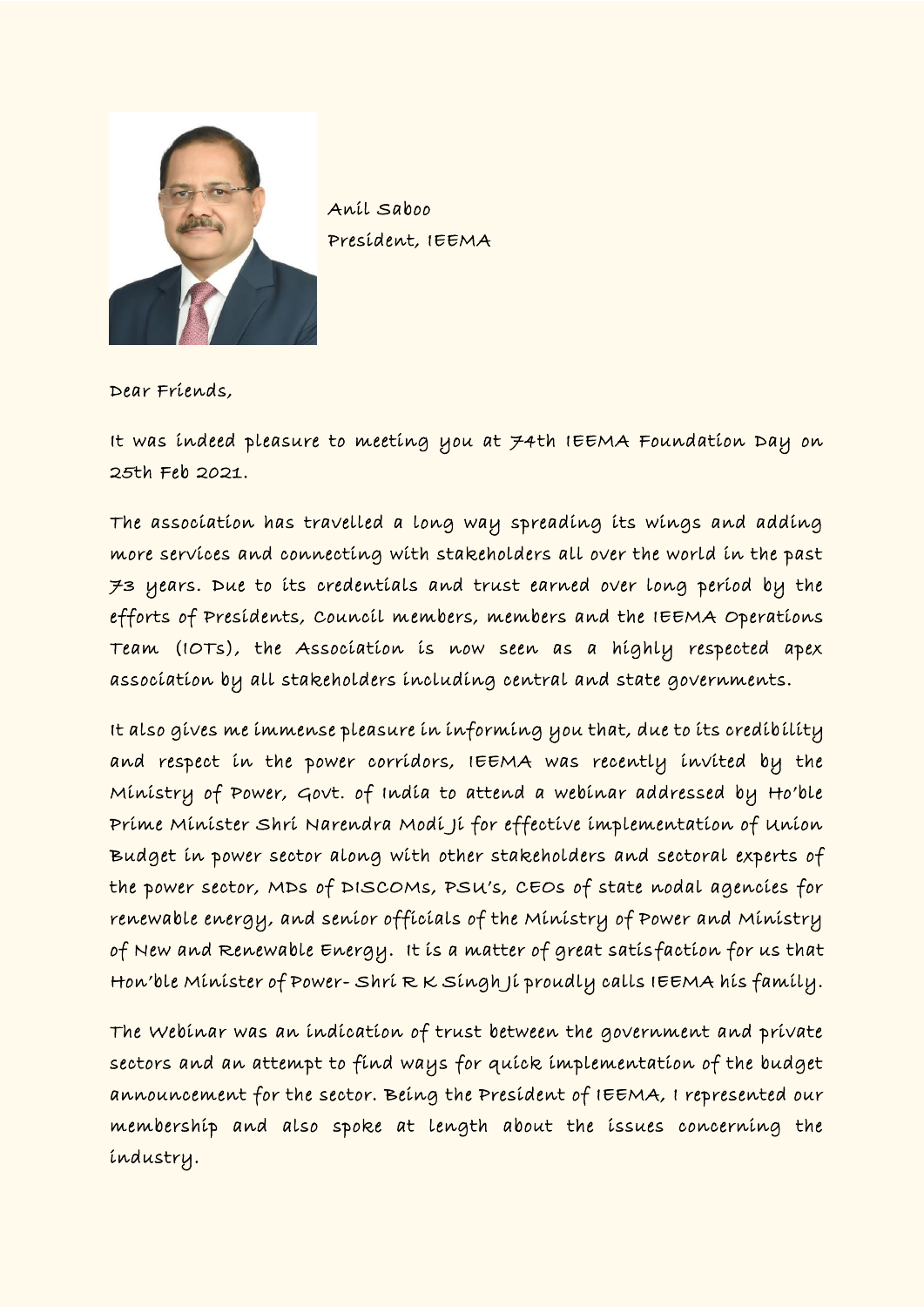Anil Saboo
President, IEEMA

Dear Friends,

It was indeed pleasure to meeting you at 74th IEEMA Foundation Day on 25th Feb 2021.

The association has travelled a long way spreading its wings and adding more services and connecting with stakeholders all over the world in the past 73 years. Due to its credentials and trust earned over long period by the efforts of Presidents, Council members, members and the IEEMA Operations Team (IOTs), the Association is now seen as a highly respected apex association by all stakeholders including central and state governments.

It also gives me immense pleasure in informing you that, due to its credibility and respect in the power corridors, IEEMA was recently invited by the Ministry of Power, Govt. of India to attend a webinar addressed by Ho'ble Prime Minister Shri Narendra Modi Ji for effective implementation of Union Budget in power sector along with other stakeholders and sectoral experts of the power sector, MDs of DISCOMs, PSU's, CEOs of state nodal agencies for renewable energy, and senior officials of the Ministry of Power and Ministry of New and Renewable Energy. It is a matter of great satisfaction for us that Hon'ble Minister of Power- Shri R K Singh Ji proudly calls IEEMA his family.

The Webinar was an indication of trust between the government and private sectors and an attempt to find ways for quick implementation of the budget announcement for the sector. Being the President of IEEMA, I represented our membership and also spoke at length about the issues concerning the industry.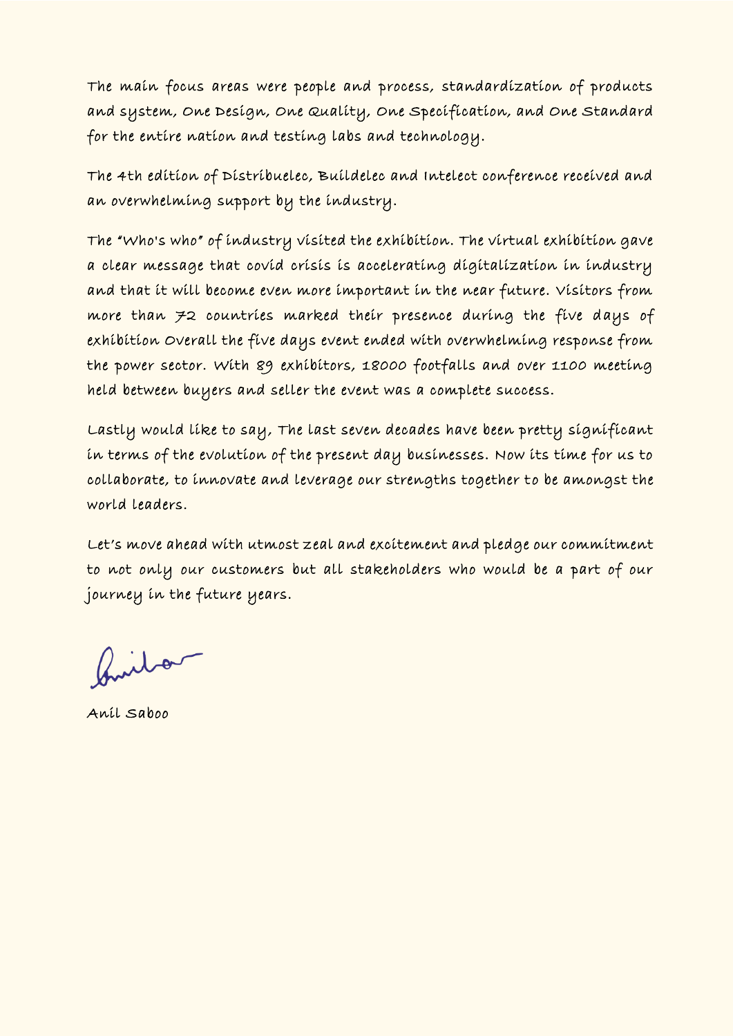The main focus areas were people and process, standardization of products and system, One Design, One Quality, One Specification, and One Standard for the entire nation and testing labs and technology.

The 4th edition of Distribuelec, Buildelec and Intelect conference received and an overwhelming support by the industry.

The "Who's who" of industry visited the exhibition. The virtual exhibition gave a clear message that covid crisis is accelerating digitalization in industry and that it will become even more important in the near future. Visitors from more than 72 countries marked their presence during the five days of exhibition Overall the five days event ended with overwhelming response from the power sector. With 89 exhibitors, 18000 footfalls and over 1100 meeting held between buyers and seller the event was a complete success.

Lastly would like to say, The last seven decades have been pretty significant in terms of the evolution of the present day businesses. Now its time for us to collaborate, to innovate and leverage our strengths together to be amongst the world leaders.

Let's move ahead with utmost zeal and excitement and pledge our commitment to not only our customers but all stakeholders who would be a part of our journey in the future years.

Anil Saboo